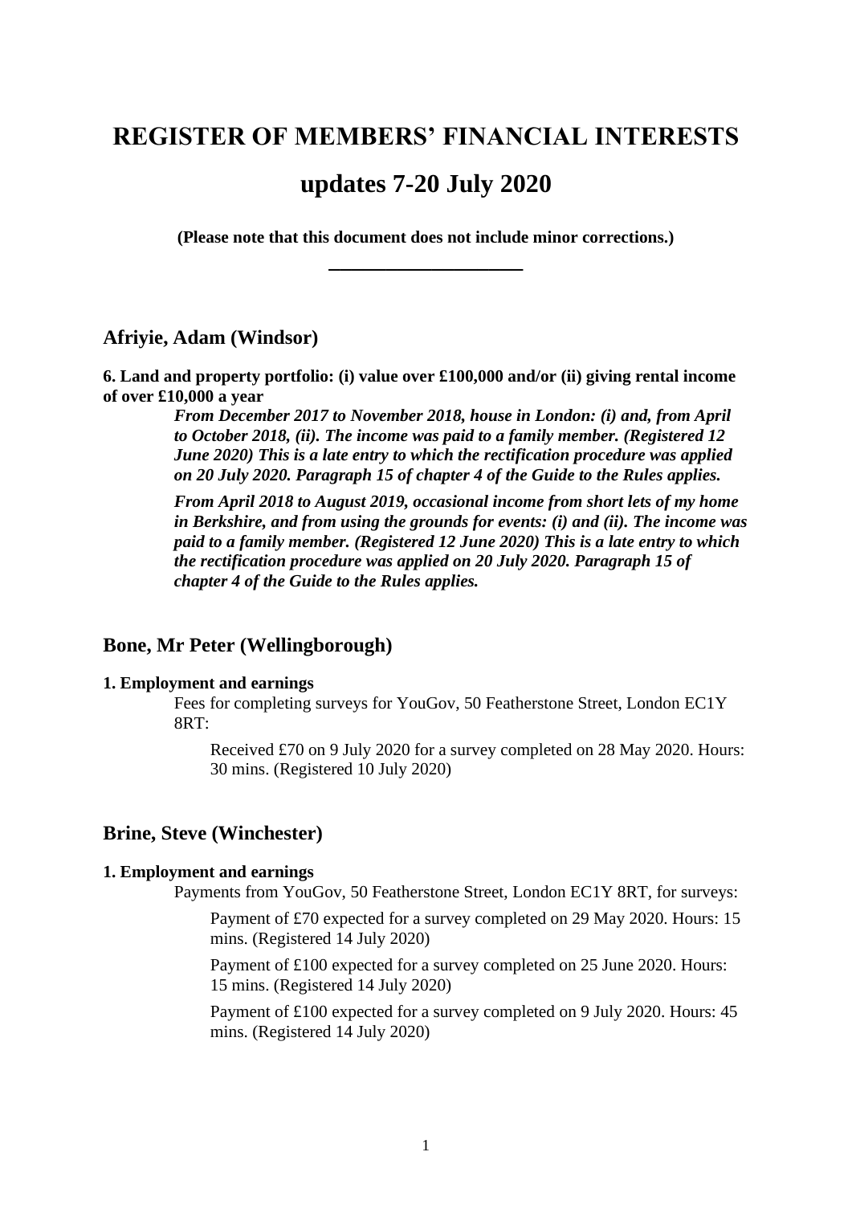# REGISTER OF MEMBERS' FINANCIAL INTERESTS

# updates 7-20 July 2020

**(Please note that this document does not include minor corrections.)**

---

## Afriyie, Adam (Windsor)

**6. Land and property portfolio: (i) value over £100,000 and/or (ii) giving rental income of over £10,000 a year**

***From December 2017 to November 2018, house in London: (i) and, from April to October 2018, (ii). The income was paid to a family member. (Registered 12 June 2020) This is a late entry to which the rectification procedure was applied on 20 July 2020. Paragraph 15 of chapter 4 of the Guide to the Rules applies.***

***From April 2018 to August 2019, occasional income from short lets of my home in Berkshire, and from using the grounds for events: (i) and (ii). The income was paid to a family member. (Registered 12 June 2020) This is a late entry to which the rectification procedure was applied on 20 July 2020. Paragraph 15 of chapter 4 of the Guide to the Rules applies.***

## Bone, Mr Peter (Wellingborough)

**1. Employment and earnings**

Fees for completing surveys for YouGov, 50 Featherstone Street, London EC1Y 8RT:

Received £70 on 9 July 2020 for a survey completed on 28 May 2020. Hours: 30 mins. (Registered 10 July 2020)

## Brine, Steve (Winchester)

**1. Employment and earnings**

Payments from YouGov, 50 Featherstone Street, London EC1Y 8RT, for surveys:

Payment of £70 expected for a survey completed on 29 May 2020. Hours: 15 mins. (Registered 14 July 2020)

Payment of £100 expected for a survey completed on 25 June 2020. Hours: 15 mins. (Registered 14 July 2020)

Payment of £100 expected for a survey completed on 9 July 2020. Hours: 45 mins. (Registered 14 July 2020)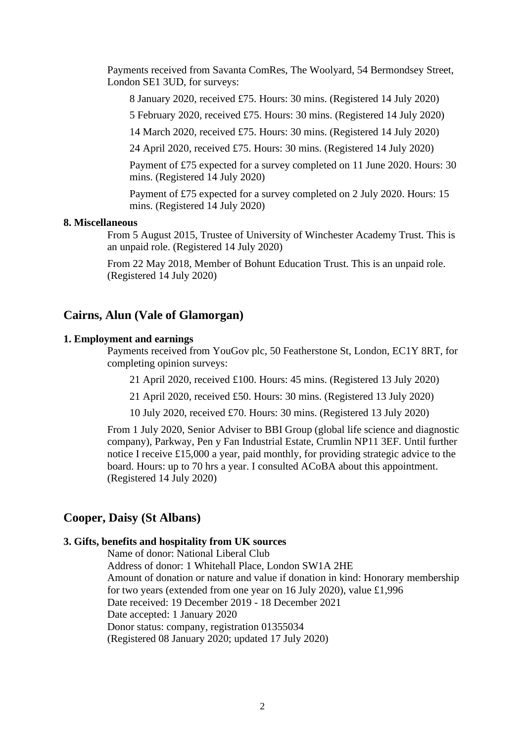Payments received from Savanta ComRes, The Woolyard, 54 Bermondsey Street, London SE1 3UD, for surveys:

8 January 2020, received £75. Hours: 30 mins. (Registered 14 July 2020)

5 February 2020, received £75. Hours: 30 mins. (Registered 14 July 2020)

14 March 2020, received £75. Hours: 30 mins. (Registered 14 July 2020)

24 April 2020, received £75. Hours: 30 mins. (Registered 14 July 2020)

Payment of £75 expected for a survey completed on 11 June 2020. Hours: 30 mins. (Registered 14 July 2020)

Payment of £75 expected for a survey completed on 2 July 2020. Hours: 15 mins. (Registered 14 July 2020)

**8. Miscellaneous**

From 5 August 2015, Trustee of University of Winchester Academy Trust. This is an unpaid role. (Registered 14 July 2020)

From 22 May 2018, Member of Bohunt Education Trust. This is an unpaid role. (Registered 14 July 2020)

## Cairns, Alun (Vale of Glamorgan)

**1. Employment and earnings**

Payments received from YouGov plc, 50 Featherstone St, London, EC1Y 8RT, for completing opinion surveys:

21 April 2020, received £100. Hours: 45 mins. (Registered 13 July 2020)

21 April 2020, received £50. Hours: 30 mins. (Registered 13 July 2020)

10 July 2020, received £70. Hours: 30 mins. (Registered 13 July 2020)

From 1 July 2020, Senior Adviser to BBI Group (global life science and diagnostic company), Parkway, Pen y Fan Industrial Estate, Crumlin NP11 3EF. Until further notice I receive £15,000 a year, paid monthly, for providing strategic advice to the board. Hours: up to 70 hrs a year. I consulted ACoBA about this appointment. (Registered 14 July 2020)

## Cooper, Daisy (St Albans)

**3. Gifts, benefits and hospitality from UK sources**

Name of donor: National Liberal Club
Address of donor: 1 Whitehall Place, London SW1A 2HE
Amount of donation or nature and value if donation in kind: Honorary membership for two years (extended from one year on 16 July 2020), value £1,996
Date received: 19 December 2019 - 18 December 2021
Date accepted: 1 January 2020
Donor status: company, registration 01355034
(Registered 08 January 2020; updated 17 July 2020)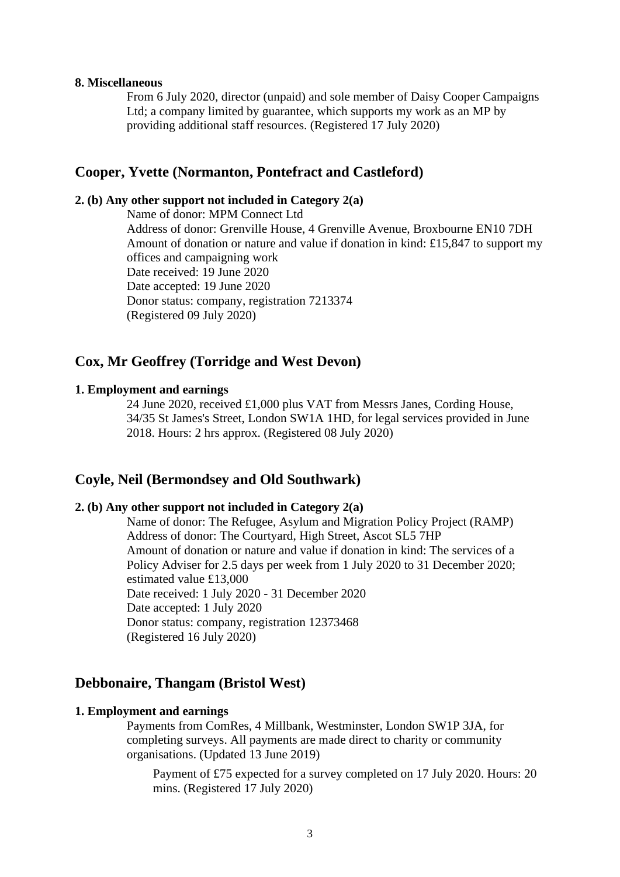**8. Miscellaneous**

From 6 July 2020, director (unpaid) and sole member of Daisy Cooper Campaigns Ltd; a company limited by guarantee, which supports my work as an MP by providing additional staff resources. (Registered 17 July 2020)

## Cooper, Yvette (Normanton, Pontefract and Castleford)

**2. (b) Any other support not included in Category 2(a)**

Name of donor: MPM Connect Ltd
Address of donor: Grenville House, 4 Grenville Avenue, Broxbourne EN10 7DH
Amount of donation or nature and value if donation in kind: £15,847 to support my offices and campaigning work
Date received: 19 June 2020
Date accepted: 19 June 2020
Donor status: company, registration 7213374
(Registered 09 July 2020)

## Cox, Mr Geoffrey (Torridge and West Devon)

**1. Employment and earnings**

24 June 2020, received £1,000 plus VAT from Messrs Janes, Cording House, 34/35 St James's Street, London SW1A 1HD, for legal services provided in June 2018. Hours: 2 hrs approx. (Registered 08 July 2020)

## Coyle, Neil (Bermondsey and Old Southwark)

**2. (b) Any other support not included in Category 2(a)**

Name of donor: The Refugee, Asylum and Migration Policy Project (RAMP)
Address of donor: The Courtyard, High Street, Ascot SL5 7HP
Amount of donation or nature and value if donation in kind: The services of a Policy Adviser for 2.5 days per week from 1 July 2020 to 31 December 2020; estimated value £13,000
Date received: 1 July 2020 - 31 December 2020
Date accepted: 1 July 2020
Donor status: company, registration 12373468
(Registered 16 July 2020)

## Debbonaire, Thangam (Bristol West)

**1. Employment and earnings**

Payments from ComRes, 4 Millbank, Westminster, London SW1P 3JA, for completing surveys. All payments are made direct to charity or community organisations. (Updated 13 June 2019)

Payment of £75 expected for a survey completed on 17 July 2020. Hours: 20 mins. (Registered 17 July 2020)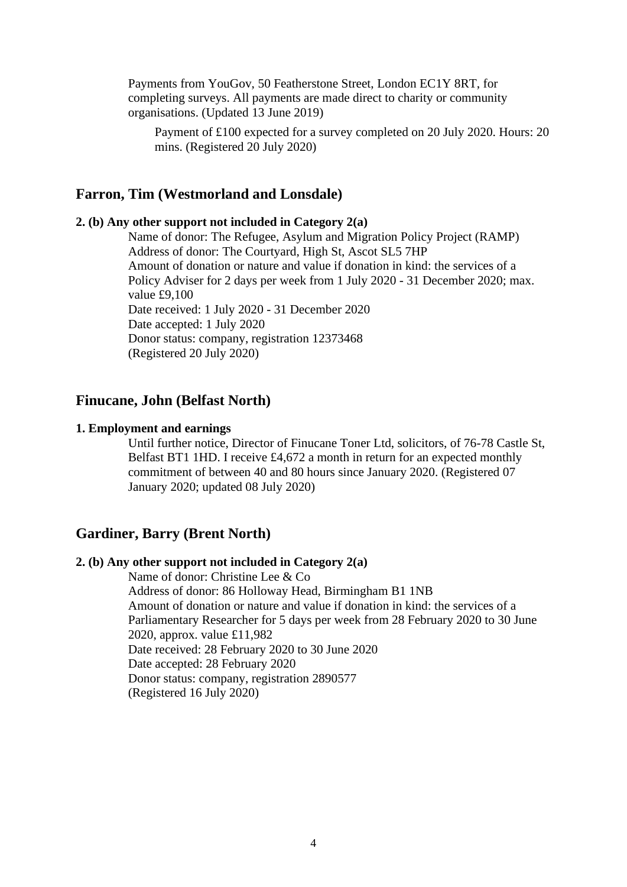Payments from YouGov, 50 Featherstone Street, London EC1Y 8RT, for completing surveys. All payments are made direct to charity or community organisations. (Updated 13 June 2019)

Payment of £100 expected for a survey completed on 20 July 2020. Hours: 20 mins. (Registered 20 July 2020)

## Farron, Tim (Westmorland and Lonsdale)

**2. (b) Any other support not included in Category 2(a)**

Name of donor: The Refugee, Asylum and Migration Policy Project (RAMP)
Address of donor: The Courtyard, High St, Ascot SL5 7HP
Amount of donation or nature and value if donation in kind: the services of a Policy Adviser for 2 days per week from 1 July 2020 - 31 December 2020; max. value £9,100
Date received: 1 July 2020 - 31 December 2020
Date accepted: 1 July 2020
Donor status: company, registration 12373468
(Registered 20 July 2020)

## Finucane, John (Belfast North)

**1. Employment and earnings**

Until further notice, Director of Finucane Toner Ltd, solicitors, of 76-78 Castle St, Belfast BT1 1HD. I receive £4,672 a month in return for an expected monthly commitment of between 40 and 80 hours since January 2020. (Registered 07 January 2020; updated 08 July 2020)

## Gardiner, Barry (Brent North)

**2. (b) Any other support not included in Category 2(a)**

Name of donor: Christine Lee & Co
Address of donor: 86 Holloway Head, Birmingham B1 1NB
Amount of donation or nature and value if donation in kind: the services of a Parliamentary Researcher for 5 days per week from 28 February 2020 to 30 June 2020, approx. value £11,982
Date received: 28 February 2020 to 30 June 2020
Date accepted: 28 February 2020
Donor status: company, registration 2890577
(Registered 16 July 2020)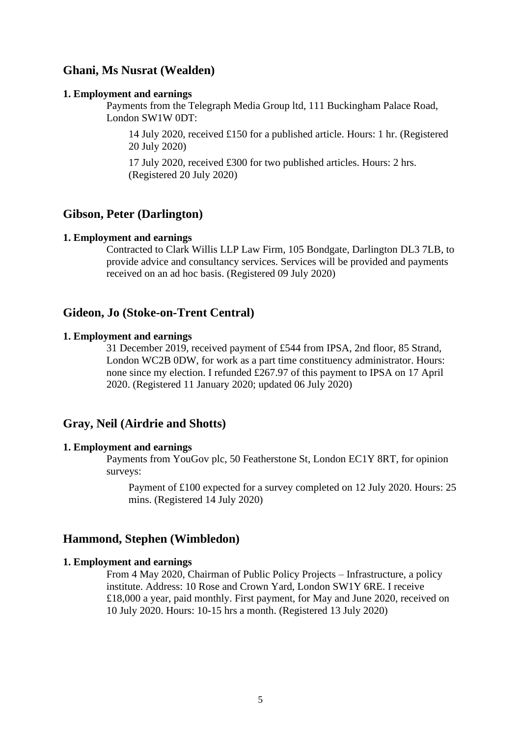## Ghani, Ms Nusrat (Wealden)

**1. Employment and earnings**

Payments from the Telegraph Media Group ltd, 111 Buckingham Palace Road, London SW1W 0DT:

14 July 2020, received £150 for a published article. Hours: 1 hr. (Registered 20 July 2020)

17 July 2020, received £300 for two published articles. Hours: 2 hrs. (Registered 20 July 2020)

## Gibson, Peter (Darlington)

**1. Employment and earnings**

Contracted to Clark Willis LLP Law Firm, 105 Bondgate, Darlington DL3 7LB, to provide advice and consultancy services. Services will be provided and payments received on an ad hoc basis. (Registered 09 July 2020)

## Gideon, Jo (Stoke-on-Trent Central)

**1. Employment and earnings**

31 December 2019, received payment of £544 from IPSA, 2nd floor, 85 Strand, London WC2B 0DW, for work as a part time constituency administrator. Hours: none since my election. I refunded £267.97 of this payment to IPSA on 17 April 2020. (Registered 11 January 2020; updated 06 July 2020)

## Gray, Neil (Airdrie and Shotts)

**1. Employment and earnings**

Payments from YouGov plc, 50 Featherstone St, London EC1Y 8RT, for opinion surveys:

Payment of £100 expected for a survey completed on 12 July 2020. Hours: 25 mins. (Registered 14 July 2020)

## Hammond, Stephen (Wimbledon)

**1. Employment and earnings**

From 4 May 2020, Chairman of Public Policy Projects – Infrastructure, a policy institute. Address: 10 Rose and Crown Yard, London SW1Y 6RE. I receive £18,000 a year, paid monthly. First payment, for May and June 2020, received on 10 July 2020. Hours: 10-15 hrs a month. (Registered 13 July 2020)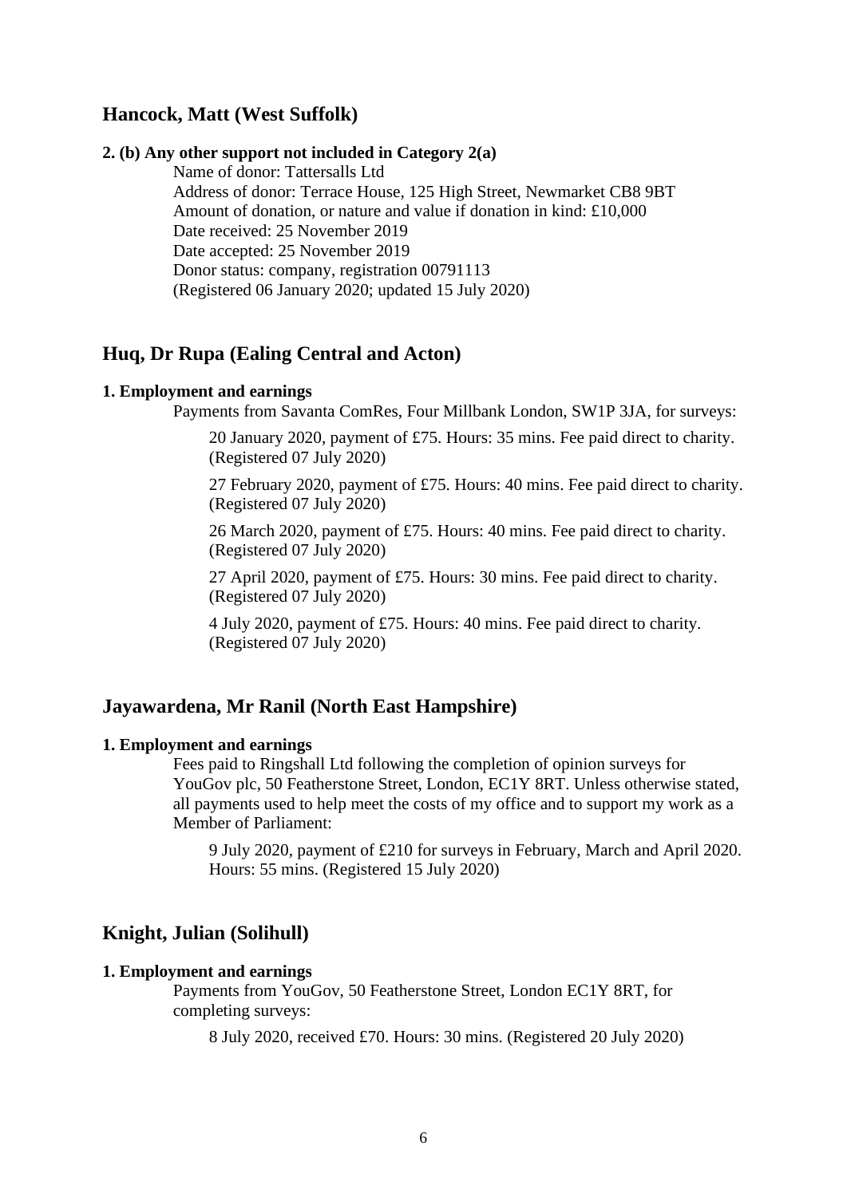## Hancock, Matt (West Suffolk)

**2. (b) Any other support not included in Category 2(a)**

Name of donor: Tattersalls Ltd
Address of donor: Terrace House, 125 High Street, Newmarket CB8 9BT
Amount of donation, or nature and value if donation in kind: £10,000
Date received: 25 November 2019
Date accepted: 25 November 2019
Donor status: company, registration 00791113
(Registered 06 January 2020; updated 15 July 2020)

## Huq, Dr Rupa (Ealing Central and Acton)

**1. Employment and earnings**

Payments from Savanta ComRes, Four Millbank London, SW1P 3JA, for surveys:

20 January 2020, payment of £75. Hours: 35 mins. Fee paid direct to charity. (Registered 07 July 2020)

27 February 2020, payment of £75. Hours: 40 mins. Fee paid direct to charity. (Registered 07 July 2020)

26 March 2020, payment of £75. Hours: 40 mins. Fee paid direct to charity. (Registered 07 July 2020)

27 April 2020, payment of £75. Hours: 30 mins. Fee paid direct to charity. (Registered 07 July 2020)

4 July 2020, payment of £75. Hours: 40 mins. Fee paid direct to charity. (Registered 07 July 2020)

## Jayawardena, Mr Ranil (North East Hampshire)

**1. Employment and earnings**

Fees paid to Ringshall Ltd following the completion of opinion surveys for YouGov plc, 50 Featherstone Street, London, EC1Y 8RT. Unless otherwise stated, all payments used to help meet the costs of my office and to support my work as a Member of Parliament:

9 July 2020, payment of £210 for surveys in February, March and April 2020. Hours: 55 mins. (Registered 15 July 2020)

## Knight, Julian (Solihull)

**1. Employment and earnings**

Payments from YouGov, 50 Featherstone Street, London EC1Y 8RT, for completing surveys:

8 July 2020, received £70. Hours: 30 mins. (Registered 20 July 2020)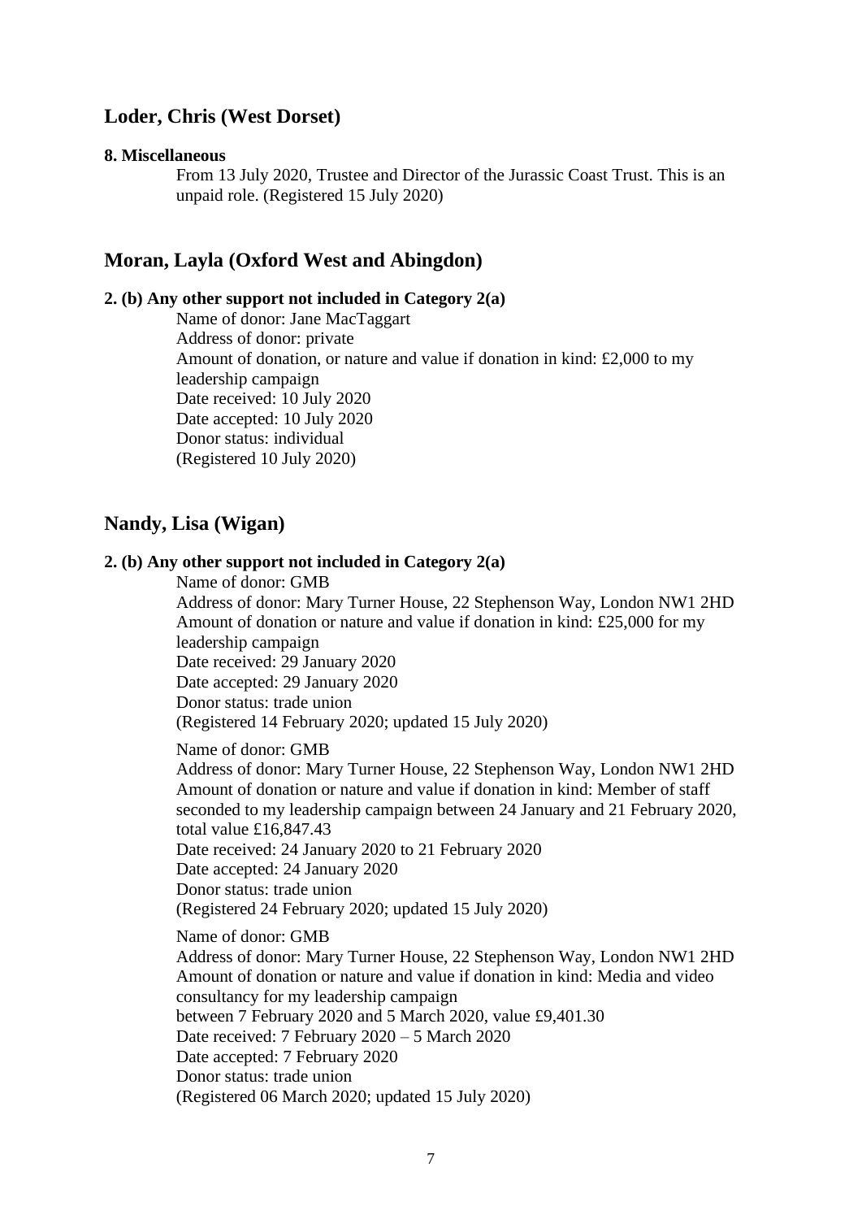## Loder, Chris (West Dorset)

**8. Miscellaneous**

From 13 July 2020, Trustee and Director of the Jurassic Coast Trust. This is an unpaid role. (Registered 15 July 2020)

## Moran, Layla (Oxford West and Abingdon)

**2. (b) Any other support not included in Category 2(a)**

Name of donor: Jane MacTaggart
Address of donor: private
Amount of donation, or nature and value if donation in kind: £2,000 to my leadership campaign
Date received: 10 July 2020
Date accepted: 10 July 2020
Donor status: individual
(Registered 10 July 2020)

## Nandy, Lisa (Wigan)

**2. (b) Any other support not included in Category 2(a)**

Name of donor: GMB
Address of donor: Mary Turner House, 22 Stephenson Way, London NW1 2HD
Amount of donation or nature and value if donation in kind: £25,000 for my leadership campaign
Date received: 29 January 2020
Date accepted: 29 January 2020
Donor status: trade union
(Registered 14 February 2020; updated 15 July 2020)

Name of donor: GMB
Address of donor: Mary Turner House, 22 Stephenson Way, London NW1 2HD
Amount of donation or nature and value if donation in kind: Member of staff seconded to my leadership campaign between 24 January and 21 February 2020, total value £16,847.43
Date received: 24 January 2020 to 21 February 2020
Date accepted: 24 January 2020
Donor status: trade union
(Registered 24 February 2020; updated 15 July 2020)

Name of donor: GMB
Address of donor: Mary Turner House, 22 Stephenson Way, London NW1 2HD
Amount of donation or nature and value if donation in kind: Media and video consultancy for my leadership campaign
between 7 February 2020 and 5 March 2020, value £9,401.30
Date received: 7 February 2020 – 5 March 2020
Date accepted: 7 February 2020
Donor status: trade union
(Registered 06 March 2020; updated 15 July 2020)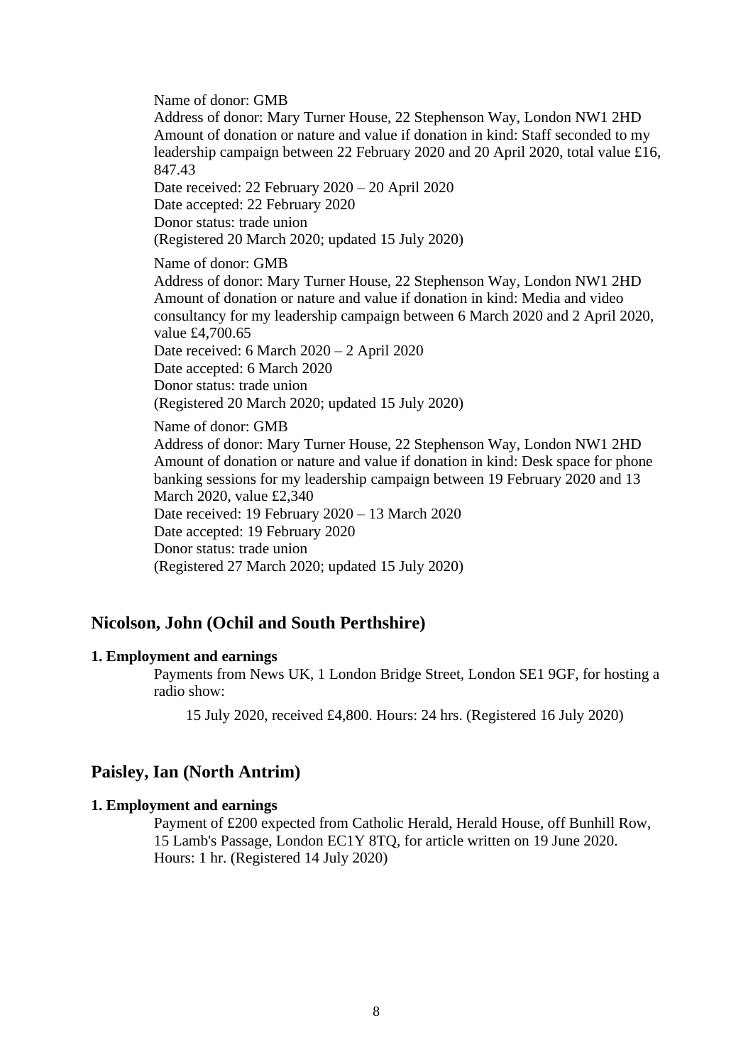Name of donor: GMB
Address of donor: Mary Turner House, 22 Stephenson Way, London NW1 2HD
Amount of donation or nature and value if donation in kind: Staff seconded to my leadership campaign between 22 February 2020 and 20 April 2020, total value £16, 847.43
Date received: 22 February 2020 – 20 April 2020
Date accepted: 22 February 2020
Donor status: trade union
(Registered 20 March 2020; updated 15 July 2020)

Name of donor: GMB
Address of donor: Mary Turner House, 22 Stephenson Way, London NW1 2HD
Amount of donation or nature and value if donation in kind: Media and video consultancy for my leadership campaign between 6 March 2020 and 2 April 2020, value £4,700.65
Date received: 6 March 2020 – 2 April 2020
Date accepted: 6 March 2020
Donor status: trade union
(Registered 20 March 2020; updated 15 July 2020)

Name of donor: GMB
Address of donor: Mary Turner House, 22 Stephenson Way, London NW1 2HD
Amount of donation or nature and value if donation in kind: Desk space for phone banking sessions for my leadership campaign between 19 February 2020 and 13 March 2020, value £2,340
Date received: 19 February 2020 – 13 March 2020
Date accepted: 19 February 2020
Donor status: trade union
(Registered 27 March 2020; updated 15 July 2020)

## Nicolson, John (Ochil and South Perthshire)

**1. Employment and earnings**

Payments from News UK, 1 London Bridge Street, London SE1 9GF, for hosting a radio show:

15 July 2020, received £4,800. Hours: 24 hrs. (Registered 16 July 2020)

## Paisley, Ian (North Antrim)

**1. Employment and earnings**

Payment of £200 expected from Catholic Herald, Herald House, off Bunhill Row, 15 Lamb's Passage, London EC1Y 8TQ, for article written on 19 June 2020. Hours: 1 hr. (Registered 14 July 2020)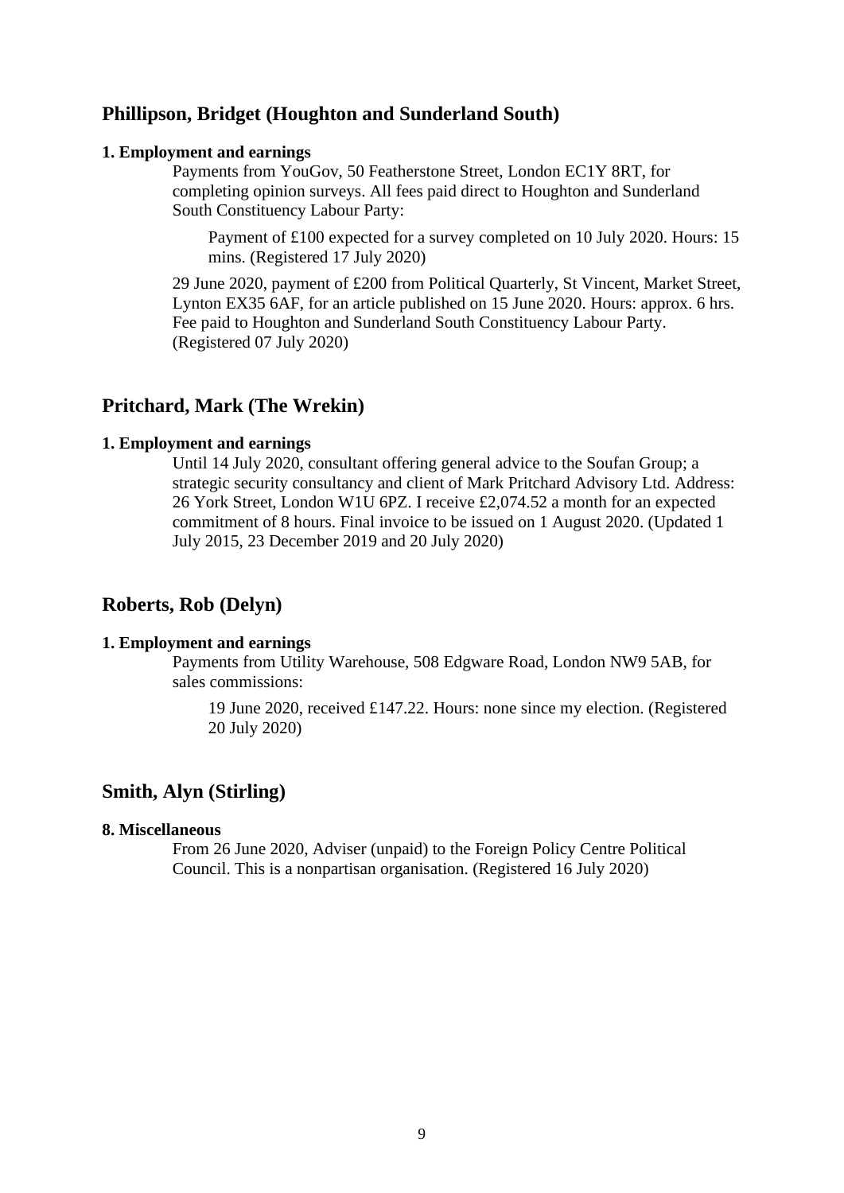## Phillipson, Bridget (Houghton and Sunderland South)

**1. Employment and earnings**

Payments from YouGov, 50 Featherstone Street, London EC1Y 8RT, for completing opinion surveys. All fees paid direct to Houghton and Sunderland South Constituency Labour Party:

> Payment of £100 expected for a survey completed on 10 July 2020. Hours: 15 mins. (Registered 17 July 2020)

29 June 2020, payment of £200 from Political Quarterly, St Vincent, Market Street, Lynton EX35 6AF, for an article published on 15 June 2020. Hours: approx. 6 hrs. Fee paid to Houghton and Sunderland South Constituency Labour Party. (Registered 07 July 2020)

## Pritchard, Mark (The Wrekin)

**1. Employment and earnings**

Until 14 July 2020, consultant offering general advice to the Soufan Group; a strategic security consultancy and client of Mark Pritchard Advisory Ltd. Address: 26 York Street, London W1U 6PZ. I receive £2,074.52 a month for an expected commitment of 8 hours. Final invoice to be issued on 1 August 2020. (Updated 1 July 2015, 23 December 2019 and 20 July 2020)

## Roberts, Rob (Delyn)

**1. Employment and earnings**

Payments from Utility Warehouse, 508 Edgware Road, London NW9 5AB, for sales commissions:

> 19 June 2020, received £147.22. Hours: none since my election. (Registered 20 July 2020)

## Smith, Alyn (Stirling)

**8. Miscellaneous**

From 26 June 2020, Adviser (unpaid) to the Foreign Policy Centre Political Council. This is a nonpartisan organisation. (Registered 16 July 2020)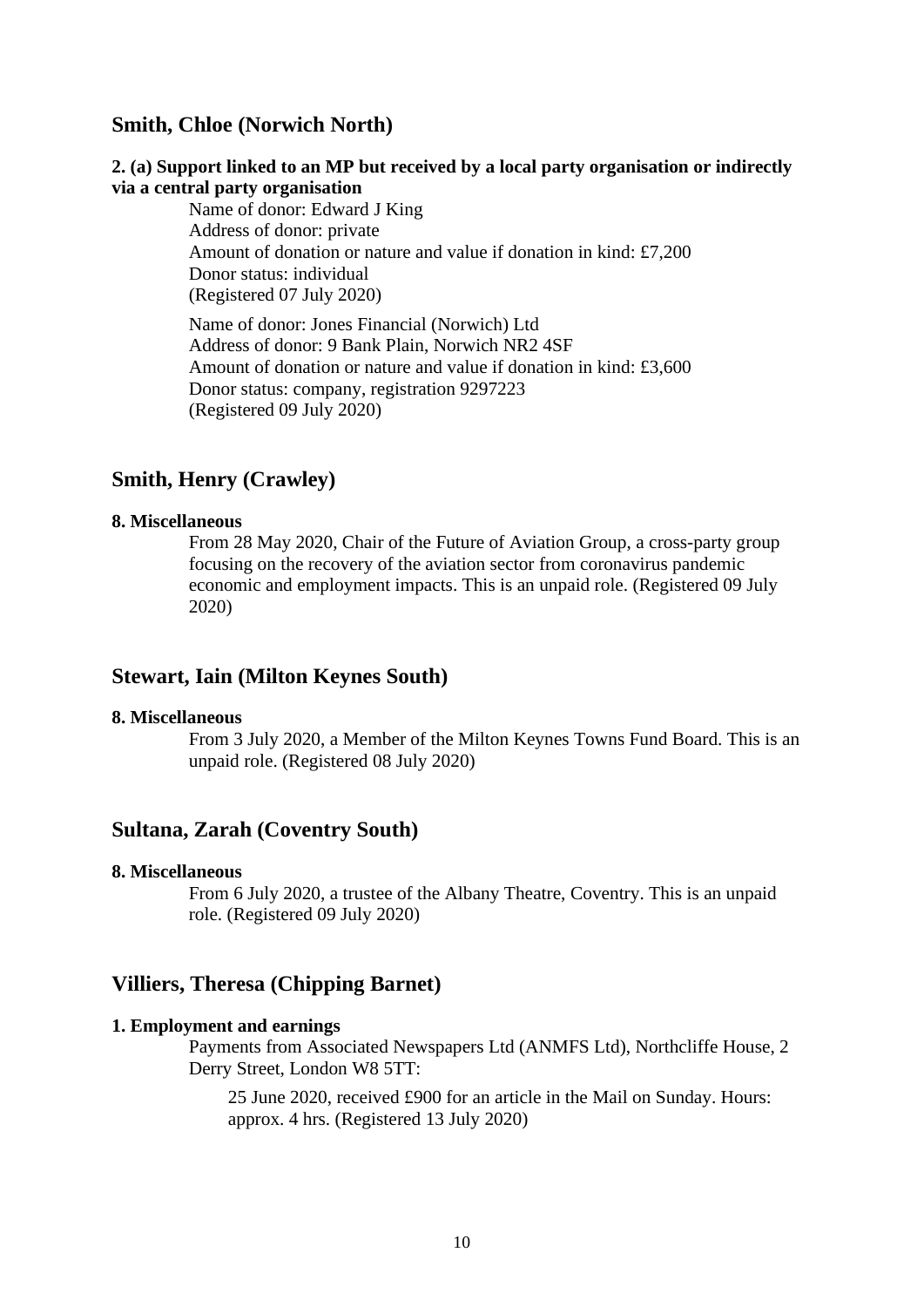## Smith, Chloe (Norwich North)

**2. (a) Support linked to an MP but received by a local party organisation or indirectly via a central party organisation**

Name of donor: Edward J King
Address of donor: private
Amount of donation or nature and value if donation in kind: £7,200
Donor status: individual
(Registered 07 July 2020)

Name of donor: Jones Financial (Norwich) Ltd
Address of donor: 9 Bank Plain, Norwich NR2 4SF
Amount of donation or nature and value if donation in kind: £3,600
Donor status: company, registration 9297223
(Registered 09 July 2020)

## Smith, Henry (Crawley)

**8. Miscellaneous**

From 28 May 2020, Chair of the Future of Aviation Group, a cross-party group focusing on the recovery of the aviation sector from coronavirus pandemic economic and employment impacts. This is an unpaid role. (Registered 09 July 2020)

## Stewart, Iain (Milton Keynes South)

**8. Miscellaneous**

From 3 July 2020, a Member of the Milton Keynes Towns Fund Board. This is an unpaid role. (Registered 08 July 2020)

## Sultana, Zarah (Coventry South)

**8. Miscellaneous**

From 6 July 2020, a trustee of the Albany Theatre, Coventry. This is an unpaid role. (Registered 09 July 2020)

## Villiers, Theresa (Chipping Barnet)

**1. Employment and earnings**

Payments from Associated Newspapers Ltd (ANMFS Ltd), Northcliffe House, 2 Derry Street, London W8 5TT:

25 June 2020, received £900 for an article in the Mail on Sunday. Hours: approx. 4 hrs. (Registered 13 July 2020)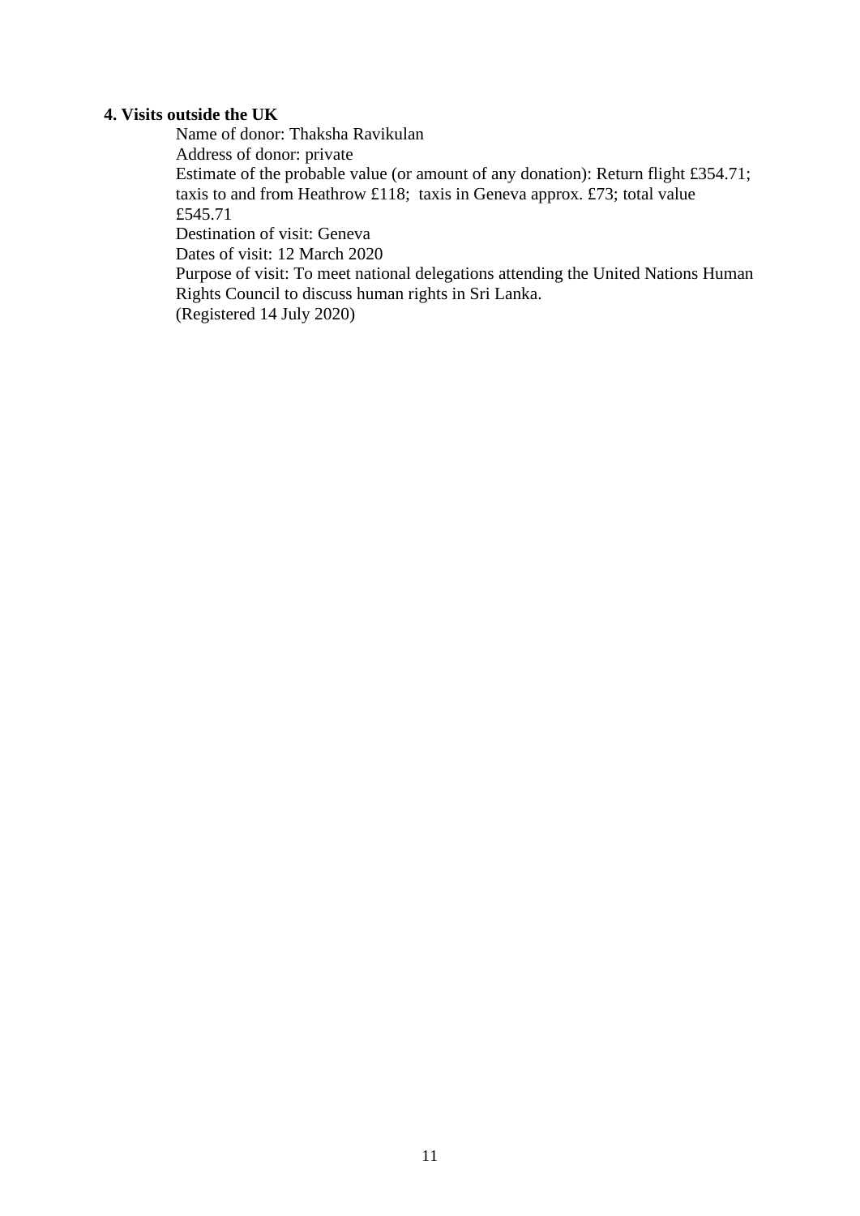**4. Visits outside the UK**

Name of donor: Thaksha Ravikulan
Address of donor: private
Estimate of the probable value (or amount of any donation): Return flight £354.71; taxis to and from Heathrow £118; taxis in Geneva approx. £73; total value £545.71
Destination of visit: Geneva
Dates of visit: 12 March 2020
Purpose of visit: To meet national delegations attending the United Nations Human Rights Council to discuss human rights in Sri Lanka.
(Registered 14 July 2020)